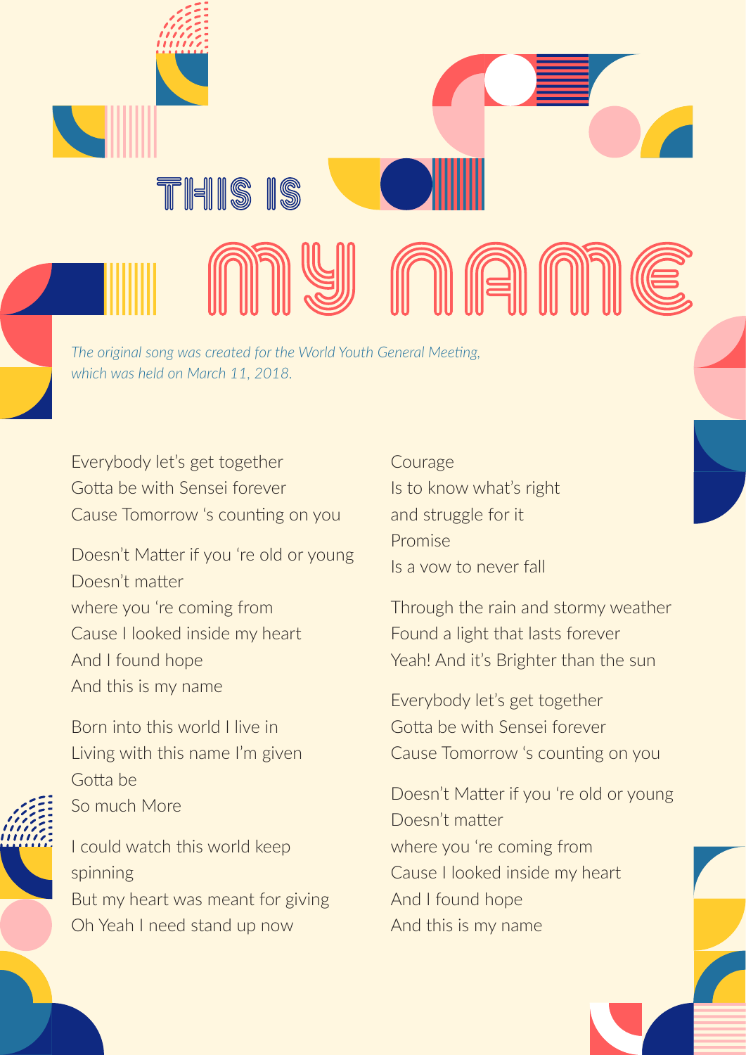# THIS IS MY NAME

*The original song was created for the World Youth General Meeting, which was held on March 11, 2018.*

Everybody let's get together
Gotta be with Sensei forever
Cause Tomorrow 's counting on you

Doesn't Matter if you 're old or young
Doesn't matter
where you 're coming from
Cause I looked inside my heart
And I found hope
And this is my name

Born into this world I live in
Living with this name I'm given
Gotta be
So much More

I could watch this world keep spinning
But my heart was meant for giving
Oh Yeah I need stand up now

Courage
Is to know what's right
and struggle for it
Promise
Is a vow to never fall

Through the rain and stormy weather
Found a light that lasts forever
Yeah! And it's Brighter than the sun

Everybody let's get together
Gotta be with Sensei forever
Cause Tomorrow 's counting on you

Doesn't Matter if you 're old or young
Doesn't matter
where you 're coming from
Cause I looked inside my heart
And I found hope
And this is my name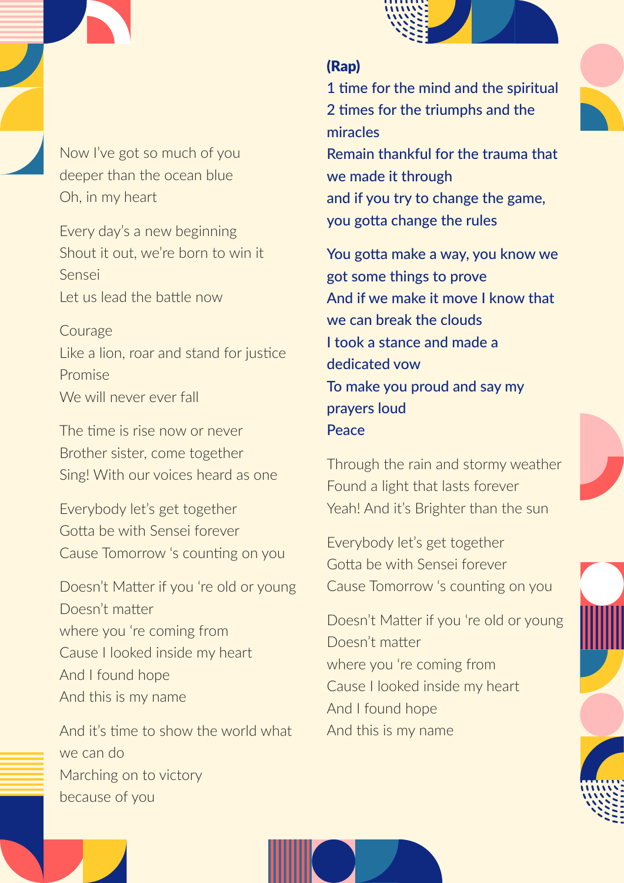Now I've got so much of you
deeper than the ocean blue
Oh, in my heart

Every day's a new beginning
Shout it out, we're born to win it
Sensei
Let us lead the battle now

Courage
Like a lion, roar and stand for justice
Promise
We will never ever fall

The time is rise now or never
Brother sister, come together
Sing! With our voices heard as one

Everybody let's get together
Gotta be with Sensei forever
Cause Tomorrow 's counting on you

Doesn't Matter if you 're old or young
Doesn't matter
where you 're coming from
Cause I looked inside my heart
And I found hope
And this is my name

And it's time to show the world what we can do
Marching on to victory
because of you

**(Rap)**
1 time for the mind and the spiritual
2 times for the triumphs and the miracles
Remain thankful for the trauma that we made it through
and if you try to change the game, you gotta change the rules

You gotta make a way, you know we got some things to prove
And if we make it move I know that we can break the clouds
I took a stance and made a dedicated vow
To make you proud and say my prayers loud
Peace

Through the rain and stormy weather
Found a light that lasts forever
Yeah! And it's Brighter than the sun

Everybody let's get together
Gotta be with Sensei forever
Cause Tomorrow 's counting on you

Doesn't Matter if you 're old or young
Doesn't matter
where you 're coming from
Cause I looked inside my heart
And I found hope
And this is my name